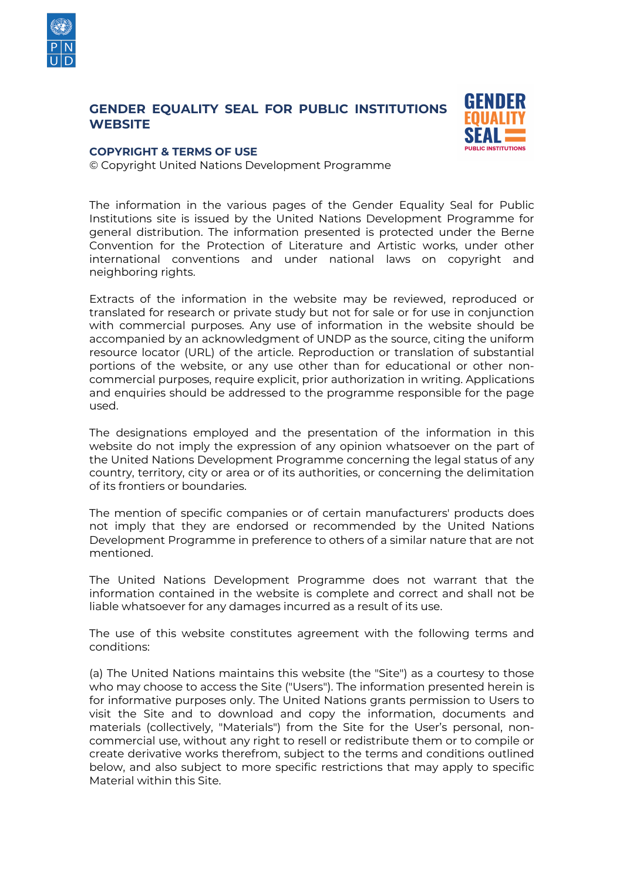# GENDER EQUALITY SEAL FOR PUBLIC INSTITUTIONS WEBSITE

## COPYRIGHT & TERMS OF USE

© Copyright United Nations Development Programme

The information in the various pages of the Gender Equality Seal for Public Institutions site is issued by the United Nations Development Programme for general distribution. The information presented is protected under the Berne Convention for the Protection of Literature and Artistic works, under other international conventions and under national laws on copyright and neighboring rights.

Extracts of the information in the website may be reviewed, reproduced or translated for research or private study but not for sale or for use in conjunction with commercial purposes. Any use of information in the website should be accompanied by an acknowledgment of UNDP as the source, citing the uniform resource locator (URL) of the article. Reproduction or translation of substantial portions of the website, or any use other than for educational or other non-commercial purposes, require explicit, prior authorization in writing. Applications and enquiries should be addressed to the programme responsible for the page used.

The designations employed and the presentation of the information in this website do not imply the expression of any opinion whatsoever on the part of the United Nations Development Programme concerning the legal status of any country, territory, city or area or of its authorities, or concerning the delimitation of its frontiers or boundaries.

The mention of specific companies or of certain manufacturers' products does not imply that they are endorsed or recommended by the United Nations Development Programme in preference to others of a similar nature that are not mentioned.

The United Nations Development Programme does not warrant that the information contained in the website is complete and correct and shall not be liable whatsoever for any damages incurred as a result of its use.

The use of this website constitutes agreement with the following terms and conditions:

(a) The United Nations maintains this website (the "Site") as a courtesy to those who may choose to access the Site ("Users"). The information presented herein is for informative purposes only. The United Nations grants permission to Users to visit the Site and to download and copy the information, documents and materials (collectively, "Materials") from the Site for the User's personal, non-commercial use, without any right to resell or redistribute them or to compile or create derivative works therefrom, subject to the terms and conditions outlined below, and also subject to more specific restrictions that may apply to specific Material within this Site.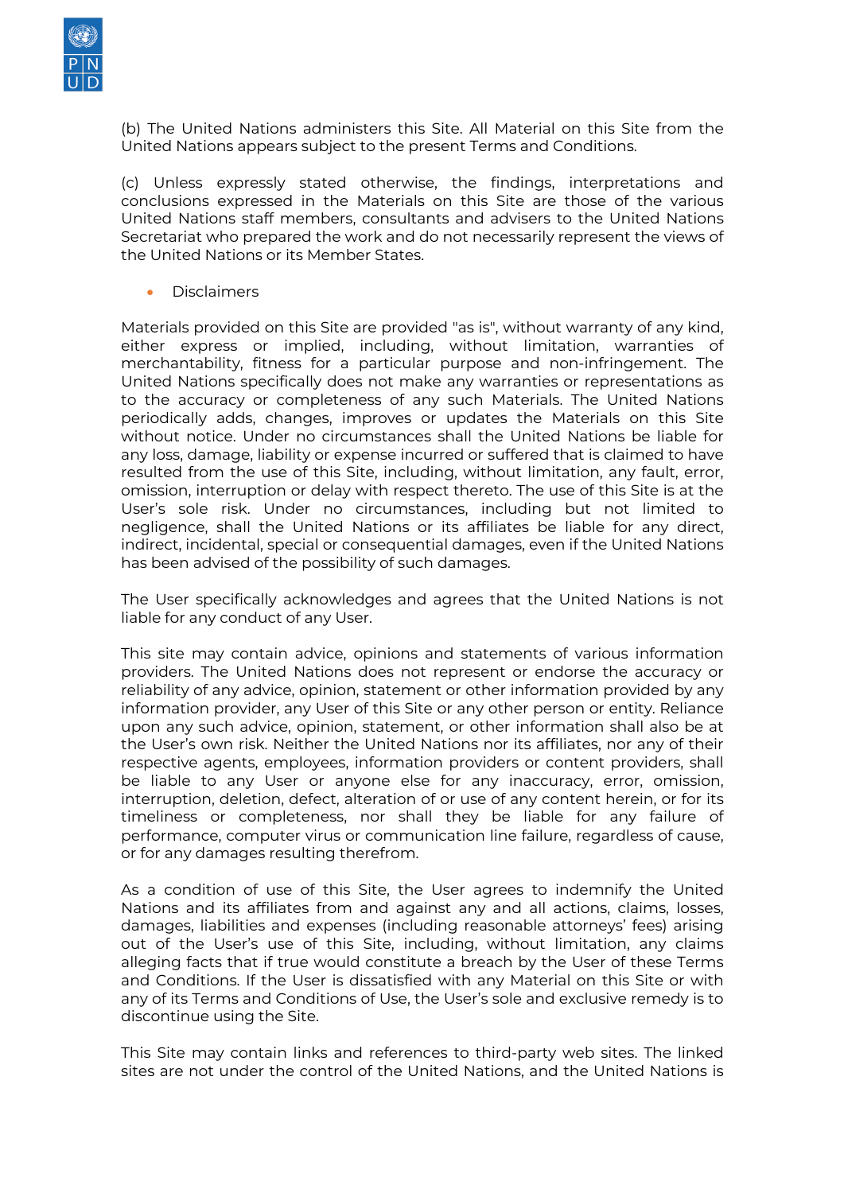(b) The United Nations administers this Site. All Material on this Site from the United Nations appears subject to the present Terms and Conditions.

(c) Unless expressly stated otherwise, the findings, interpretations and conclusions expressed in the Materials on this Site are those of the various United Nations staff members, consultants and advisers to the United Nations Secretariat who prepared the work and do not necessarily represent the views of the United Nations or its Member States.

- Disclaimers

Materials provided on this Site are provided "as is", without warranty of any kind, either express or implied, including, without limitation, warranties of merchantability, fitness for a particular purpose and non-infringement. The United Nations specifically does not make any warranties or representations as to the accuracy or completeness of any such Materials. The United Nations periodically adds, changes, improves or updates the Materials on this Site without notice. Under no circumstances shall the United Nations be liable for any loss, damage, liability or expense incurred or suffered that is claimed to have resulted from the use of this Site, including, without limitation, any fault, error, omission, interruption or delay with respect thereto. The use of this Site is at the User's sole risk. Under no circumstances, including but not limited to negligence, shall the United Nations or its affiliates be liable for any direct, indirect, incidental, special or consequential damages, even if the United Nations has been advised of the possibility of such damages.

The User specifically acknowledges and agrees that the United Nations is not liable for any conduct of any User.

This site may contain advice, opinions and statements of various information providers. The United Nations does not represent or endorse the accuracy or reliability of any advice, opinion, statement or other information provided by any information provider, any User of this Site or any other person or entity. Reliance upon any such advice, opinion, statement, or other information shall also be at the User's own risk. Neither the United Nations nor its affiliates, nor any of their respective agents, employees, information providers or content providers, shall be liable to any User or anyone else for any inaccuracy, error, omission, interruption, deletion, defect, alteration of or use of any content herein, or for its timeliness or completeness, nor shall they be liable for any failure of performance, computer virus or communication line failure, regardless of cause, or for any damages resulting therefrom.

As a condition of use of this Site, the User agrees to indemnify the United Nations and its affiliates from and against any and all actions, claims, losses, damages, liabilities and expenses (including reasonable attorneys' fees) arising out of the User's use of this Site, including, without limitation, any claims alleging facts that if true would constitute a breach by the User of these Terms and Conditions. If the User is dissatisfied with any Material on this Site or with any of its Terms and Conditions of Use, the User's sole and exclusive remedy is to discontinue using the Site.

This Site may contain links and references to third-party web sites. The linked sites are not under the control of the United Nations, and the United Nations is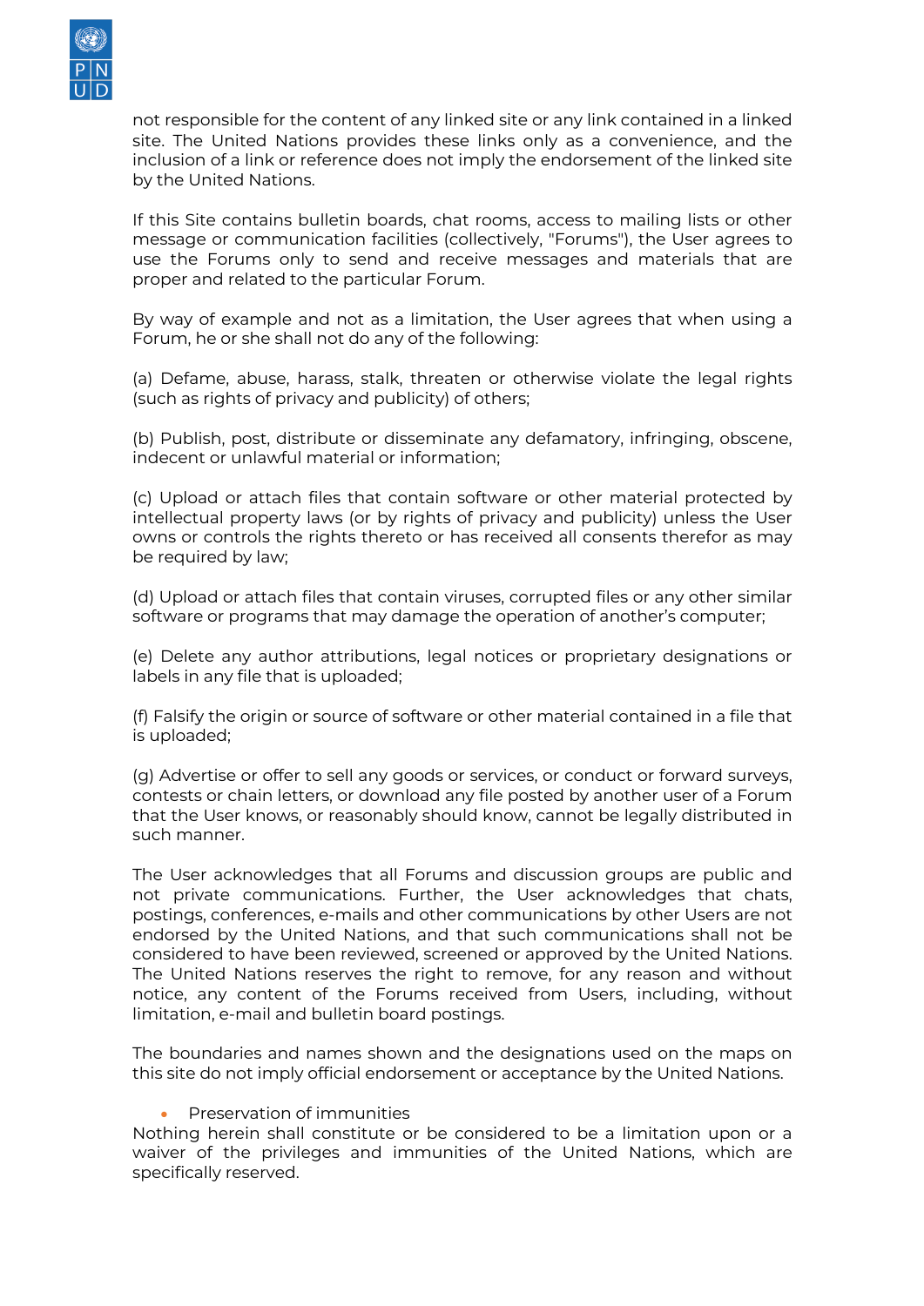not responsible for the content of any linked site or any link contained in a linked site. The United Nations provides these links only as a convenience, and the inclusion of a link or reference does not imply the endorsement of the linked site by the United Nations.

If this Site contains bulletin boards, chat rooms, access to mailing lists or other message or communication facilities (collectively, "Forums"), the User agrees to use the Forums only to send and receive messages and materials that are proper and related to the particular Forum.

By way of example and not as a limitation, the User agrees that when using a Forum, he or she shall not do any of the following:

(a) Defame, abuse, harass, stalk, threaten or otherwise violate the legal rights (such as rights of privacy and publicity) of others;

(b) Publish, post, distribute or disseminate any defamatory, infringing, obscene, indecent or unlawful material or information;

(c) Upload or attach files that contain software or other material protected by intellectual property laws (or by rights of privacy and publicity) unless the User owns or controls the rights thereto or has received all consents therefor as may be required by law;

(d) Upload or attach files that contain viruses, corrupted files or any other similar software or programs that may damage the operation of another's computer;

(e) Delete any author attributions, legal notices or proprietary designations or labels in any file that is uploaded;

(f) Falsify the origin or source of software or other material contained in a file that is uploaded;

(g) Advertise or offer to sell any goods or services, or conduct or forward surveys, contests or chain letters, or download any file posted by another user of a Forum that the User knows, or reasonably should know, cannot be legally distributed in such manner.

The User acknowledges that all Forums and discussion groups are public and not private communications. Further, the User acknowledges that chats, postings, conferences, e-mails and other communications by other Users are not endorsed by the United Nations, and that such communications shall not be considered to have been reviewed, screened or approved by the United Nations. The United Nations reserves the right to remove, for any reason and without notice, any content of the Forums received from Users, including, without limitation, e-mail and bulletin board postings.

The boundaries and names shown and the designations used on the maps on this site do not imply official endorsement or acceptance by the United Nations.

- Preservation of immunities

Nothing herein shall constitute or be considered to be a limitation upon or a waiver of the privileges and immunities of the United Nations, which are specifically reserved.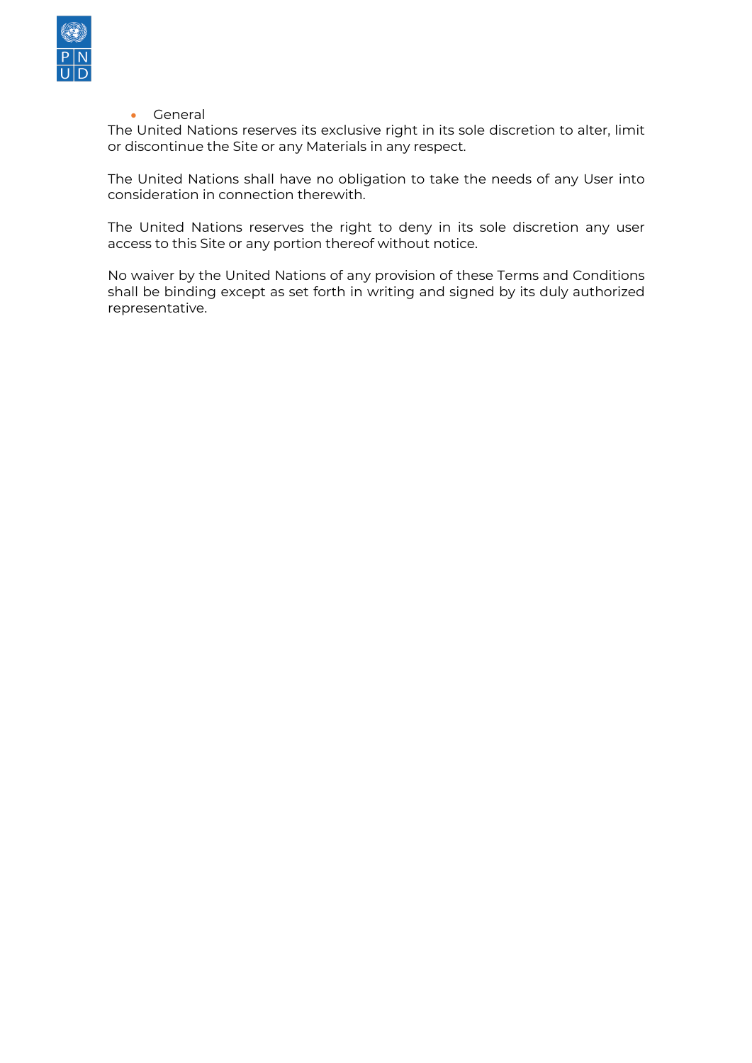- General

The United Nations reserves its exclusive right in its sole discretion to alter, limit or discontinue the Site or any Materials in any respect.

The United Nations shall have no obligation to take the needs of any User into consideration in connection therewith.

The United Nations reserves the right to deny in its sole discretion any user access to this Site or any portion thereof without notice.

No waiver by the United Nations of any provision of these Terms and Conditions shall be binding except as set forth in writing and signed by its duly authorized representative.